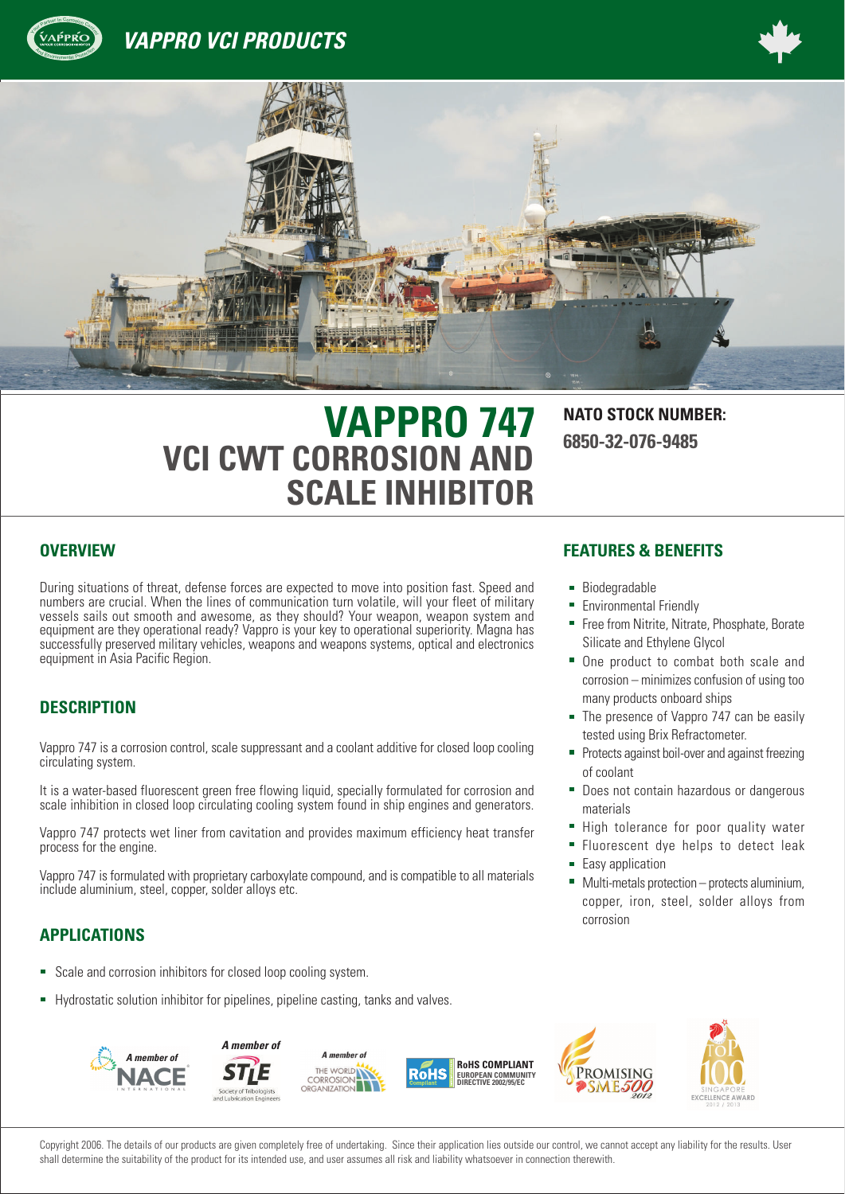# VAPPRO VCI PRODUCTS

# VAPPRO 747
## VCI CWT CORROSION AND SCALE INHIBITOR

**NATO STOCK NUMBER:**
**6850-32-076-9485**

## OVERVIEW

During situations of threat, defense forces are expected to move into position fast. Speed and numbers are crucial. When the lines of communication turn volatile, will your fleet of military vessels sails out smooth and awesome, as they should? Your weapon, weapon system and equipment are they operational ready? Vappro is your key to operational superiority. Magna has successfully preserved military vehicles, weapons and weapons systems, optical and electronics equipment in Asia Pacific Region.

## DESCRIPTION

Vappro 747 is a corrosion control, scale suppressant and a coolant additive for closed loop cooling circulating system.

It is a water-based fluorescent green free flowing liquid, specially formulated for corrosion and scale inhibition in closed loop circulating cooling system found in ship engines and generators.

Vappro 747 protects wet liner from cavitation and provides maximum efficiency heat transfer process for the engine.

Vappro 747 is formulated with proprietary carboxylate compound, and is compatible to all materials include aluminium, steel, copper, solder alloys etc.

## APPLICATIONS

- Scale and corrosion inhibitors for closed loop cooling system.
- Hydrostatic solution inhibitor for pipelines, pipeline casting, tanks and valves.

## FEATURES & BENEFITS

- Biodegradable
- Environmental Friendly
- Free from Nitrite, Nitrate, Phosphate, Borate Silicate and Ethylene Glycol
- One product to combat both scale and corrosion – minimizes confusion of using too many products onboard ships
- The presence of Vappro 747 can be easily tested using Brix Refractometer.
- Protects against boil-over and against freezing of coolant
- Does not contain hazardous or dangerous materials
- High tolerance for poor quality water
- Fluorescent dye helps to detect leak
- Easy application
- Multi-metals protection – protects aluminium, copper, iron, steel, solder alloys from corrosion

A member of NACE International | A member of STLE Society of Tribologists and Lubrication Engineers | A member of The World Corrosion Organization | RoHS Compliant European Community Directive 2002/95/EC | Promising SME500 2012 | Top 100 Singapore Excellence Award 2012 / 2013

Copyright 2006. The details of our products are given completely free of undertaking. Since their application lies outside our control, we cannot accept any liability for the results. User shall determine the suitability of the product for its intended use, and user assumes all risk and liability whatsoever in connection therewith.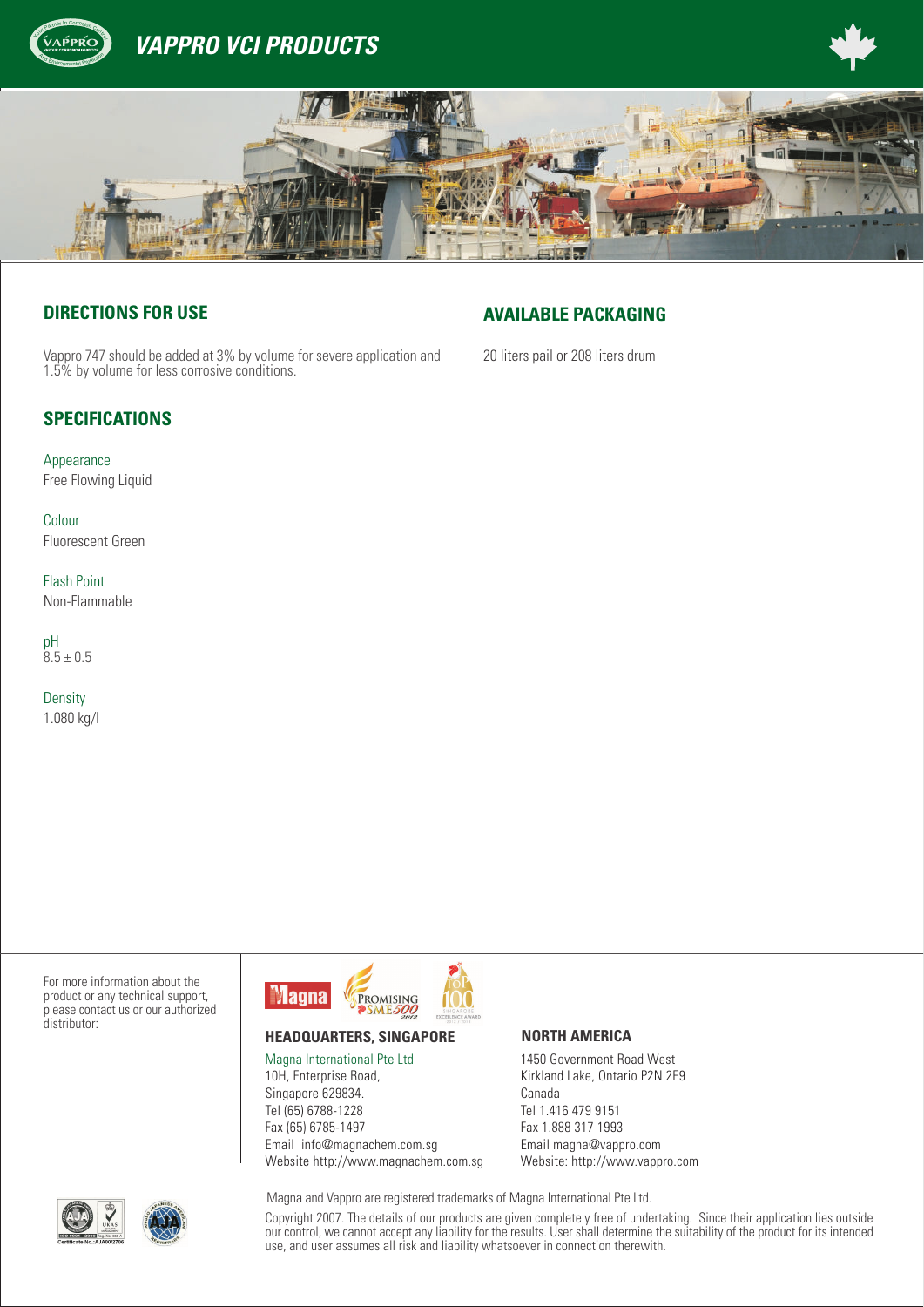## DIRECTIONS FOR USE

Vappro 747 should be added at 3% by volume for severe application and 1.5% by volume for less corrosive conditions.

## SPECIFICATIONS

Appearance
Free Flowing Liquid

Colour
Fluorescent Green

Flash Point
Non-Flammable

pH
8.5 ± 0.5

Density
1.080 kg/l

## AVAILABLE PACKAGING

20 liters pail or 208 liters drum

For more information about the product or any technical support, please contact us or our authorized distributor:

### HEADQUARTERS, SINGAPORE

Magna International Pte Ltd
10H, Enterprise Road,
Singapore 629834.
Tel (65) 6788-1228
Fax (65) 6785-1497
Email info@magnachem.com.sg
Website http://www.magnachem.com.sg

### NORTH AMERICA

1450 Government Road West
Kirkland Lake, Ontario P2N 2E9
Canada
Tel 1.416 479 9151
Fax 1.888 317 1993
Email magna@vappro.com
Website: http://www.vappro.com

Magna and Vappro are registered trademarks of Magna International Pte Ltd.

Copyright 2007. The details of our products are given completely free of undertaking. Since their application lies outside our control, we cannot accept any liability for the results. User shall determine the suitability of the product for its intended use, and user assumes all risk and liability whatsoever in connection therewith.